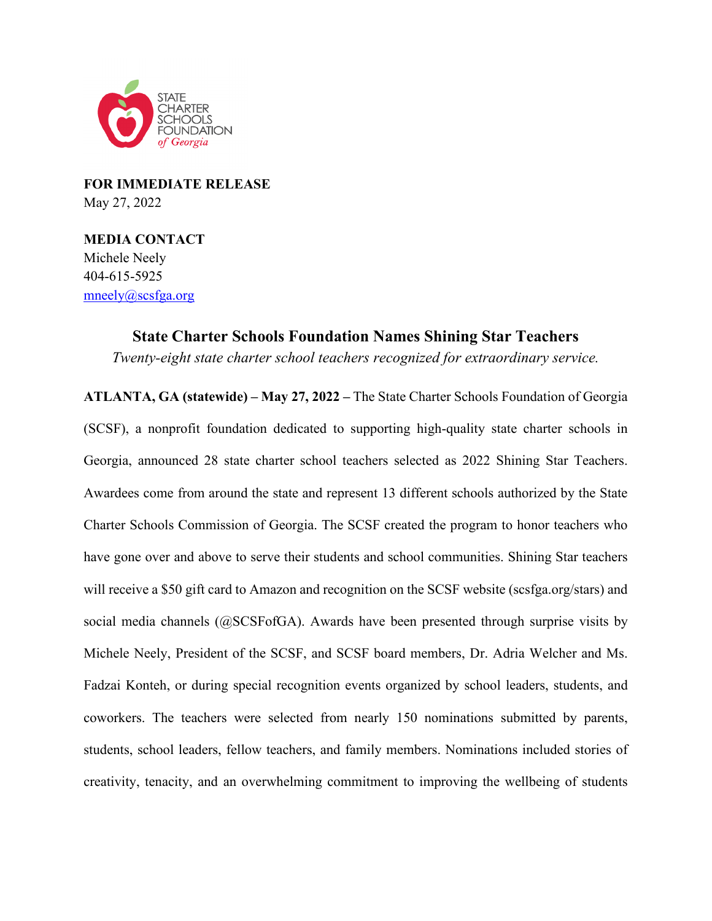STATE CHARTER SCHOOLS FOUNDATION *of Georgia*

**FOR IMMEDIATE RELEASE**
May 27, 2022

**MEDIA CONTACT**
Michele Neely
404-615-5925
mneely@scsfga.org

## State Charter Schools Foundation Names Shining Star Teachers

*Twenty-eight state charter school teachers recognized for extraordinary service.*

**ATLANTA, GA (statewide) – May 27, 2022 –** The State Charter Schools Foundation of Georgia (SCSF), a nonprofit foundation dedicated to supporting high-quality state charter schools in Georgia, announced 28 state charter school teachers selected as 2022 Shining Star Teachers. Awardees come from around the state and represent 13 different schools authorized by the State Charter Schools Commission of Georgia. The SCSF created the program to honor teachers who have gone over and above to serve their students and school communities. Shining Star teachers will receive a $50 gift card to Amazon and recognition on the SCSF website (scsfga.org/stars) and social media channels (@SCSFofGA). Awards have been presented through surprise visits by Michele Neely, President of the SCSF, and SCSF board members, Dr. Adria Welcher and Ms. Fadzai Konteh, or during special recognition events organized by school leaders, students, and coworkers. The teachers were selected from nearly 150 nominations submitted by parents, students, school leaders, fellow teachers, and family members. Nominations included stories of creativity, tenacity, and an overwhelming commitment to improving the wellbeing of students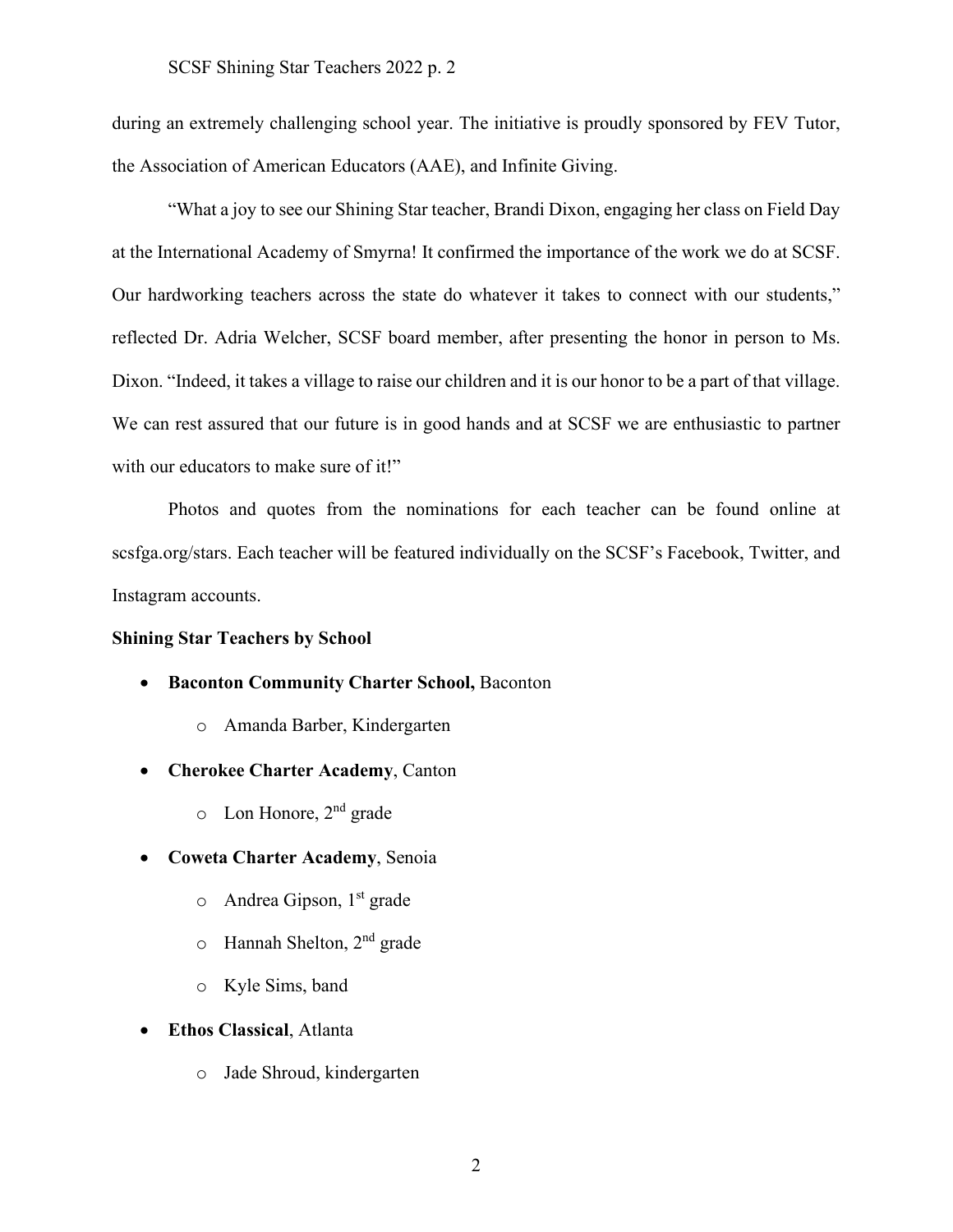during an extremely challenging school year. The initiative is proudly sponsored by FEV Tutor, the Association of American Educators (AAE), and Infinite Giving.

"What a joy to see our Shining Star teacher, Brandi Dixon, engaging her class on Field Day at the International Academy of Smyrna! It confirmed the importance of the work we do at SCSF. Our hardworking teachers across the state do whatever it takes to connect with our students," reflected Dr. Adria Welcher, SCSF board member, after presenting the honor in person to Ms. Dixon. "Indeed, it takes a village to raise our children and it is our honor to be a part of that village. We can rest assured that our future is in good hands and at SCSF we are enthusiastic to partner with our educators to make sure of it!"

Photos and quotes from the nominations for each teacher can be found online at scsfga.org/stars. Each teacher will be featured individually on the SCSF's Facebook, Twitter, and Instagram accounts.

**Shining Star Teachers by School**

- **Baconton Community Charter School,** Baconton
  - Amanda Barber, Kindergarten
- **Cherokee Charter Academy**, Canton
  - Lon Honore, 2nd grade
- **Coweta Charter Academy**, Senoia
  - Andrea Gipson, 1st grade
  - Hannah Shelton, 2nd grade
  - Kyle Sims, band
- **Ethos Classical**, Atlanta
  - Jade Shroud, kindergarten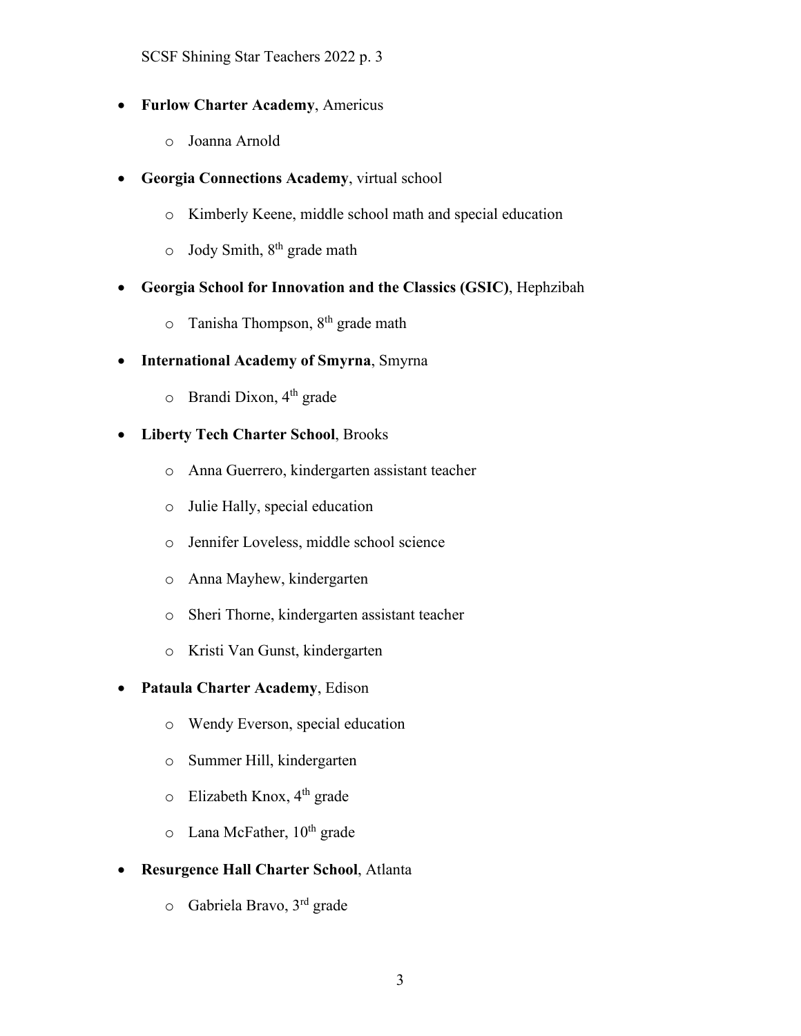- **Furlow Charter Academy**, Americus
    - Joanna Arnold
- **Georgia Connections Academy**, virtual school
    - Kimberly Keene, middle school math and special education
    - Jody Smith, 8th grade math
- **Georgia School for Innovation and the Classics (GSIC)**, Hephzibah
    - Tanisha Thompson, 8th grade math
- **International Academy of Smyrna**, Smyrna
    - Brandi Dixon, 4th grade
- **Liberty Tech Charter School**, Brooks
    - Anna Guerrero, kindergarten assistant teacher
    - Julie Hally, special education
    - Jennifer Loveless, middle school science
    - Anna Mayhew, kindergarten
    - Sheri Thorne, kindergarten assistant teacher
    - Kristi Van Gunst, kindergarten
- **Pataula Charter Academy**, Edison
    - Wendy Everson, special education
    - Summer Hill, kindergarten
    - Elizabeth Knox, 4th grade
    - Lana McFather, 10th grade
- **Resurgence Hall Charter School**, Atlanta
    - Gabriela Bravo, 3rd grade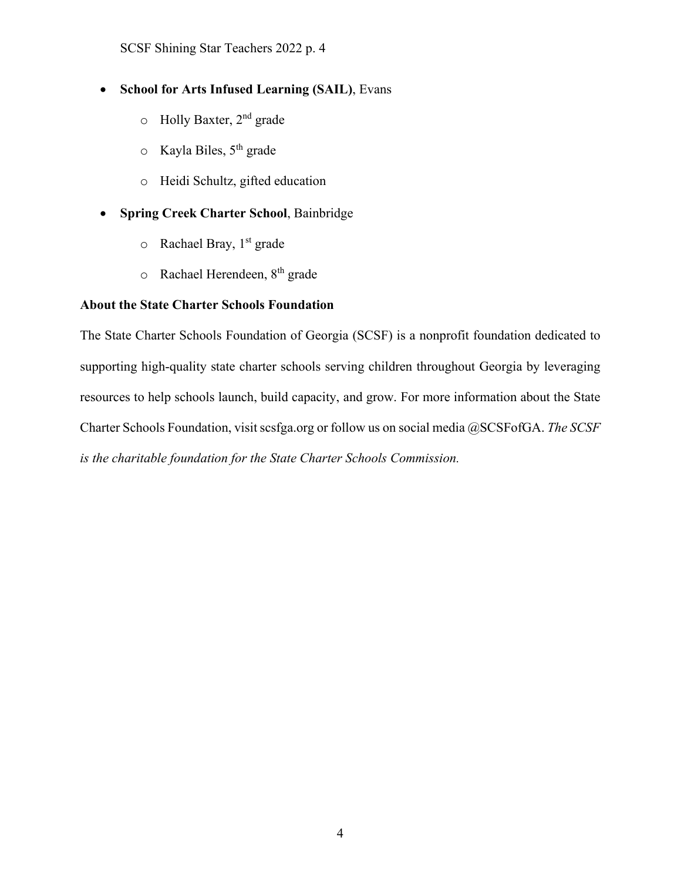- **School for Arts Infused Learning (SAIL)**, Evans
  - Holly Baxter, 2nd grade
  - Kayla Biles, 5th grade
  - Heidi Schultz, gifted education
- **Spring Creek Charter School**, Bainbridge
  - Rachael Bray, 1st grade
  - Rachael Herendeen, 8th grade

**About the State Charter Schools Foundation**

The State Charter Schools Foundation of Georgia (SCSF) is a nonprofit foundation dedicated to supporting high-quality state charter schools serving children throughout Georgia by leveraging resources to help schools launch, build capacity, and grow. For more information about the State Charter Schools Foundation, visit scsfga.org or follow us on social media @SCSFofGA. *The SCSF is the charitable foundation for the State Charter Schools Commission.*